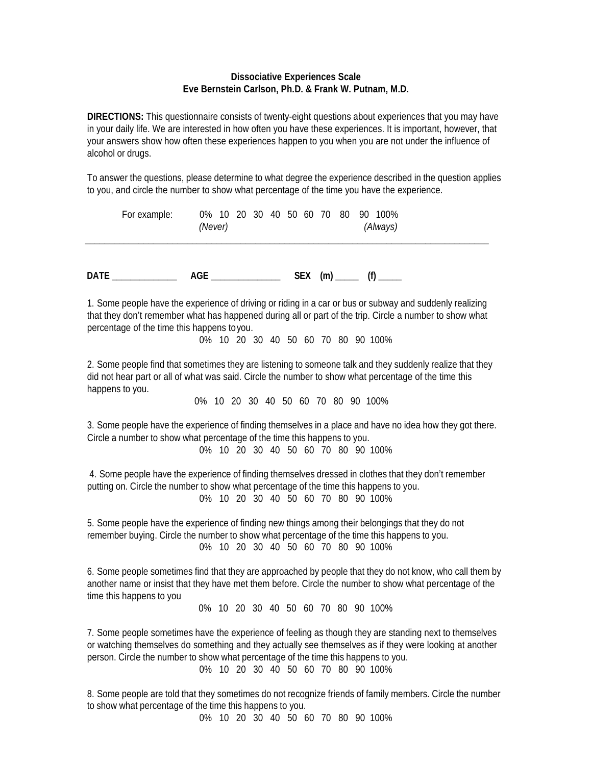**Dissociative Experiences Scale**
**Eve Bernstein Carlson, Ph.D. & Frank W. Putnam, M.D.**

**DIRECTIONS:** This questionnaire consists of twenty-eight questions about experiences that you may have in your daily life. We are interested in how often you have these experiences. It is important, however, that your answers show how often these experiences happen to you when you are not under the influence of alcohol or drugs.

To answer the questions, please determine to what degree the experience described in the question applies to you, and circle the number to show what percentage of the time you have the experience.

For example: 0% 10 20 30 40 50 60 70 80 90 100%
*(Never)* *(Always)*

---

**DATE** ______________ **AGE** _______________ **SEX (m)** _____ **(f)** _____

1. Some people have the experience of driving or riding in a car or bus or subway and suddenly realizing that they don't remember what has happened during all or part of the trip. Circle a number to show what percentage of the time this happens to you.

0% 10 20 30 40 50 60 70 80 90 100%

2. Some people find that sometimes they are listening to someone talk and they suddenly realize that they did not hear part or all of what was said. Circle the number to show what percentage of the time this happens to you.

0% 10 20 30 40 50 60 70 80 90 100%

3. Some people have the experience of finding themselves in a place and have no idea how they got there. Circle a number to show what percentage of the time this happens to you.

0% 10 20 30 40 50 60 70 80 90 100%

4. Some people have the experience of finding themselves dressed in clothes that they don't remember putting on. Circle the number to show what percentage of the time this happens to you.

0% 10 20 30 40 50 60 70 80 90 100%

5. Some people have the experience of finding new things among their belongings that they do not remember buying. Circle the number to show what percentage of the time this happens to you.

0% 10 20 30 40 50 60 70 80 90 100%

6. Some people sometimes find that they are approached by people that they do not know, who call them by another name or insist that they have met them before. Circle the number to show what percentage of the time this happens to you

0% 10 20 30 40 50 60 70 80 90 100%

7. Some people sometimes have the experience of feeling as though they are standing next to themselves or watching themselves do something and they actually see themselves as if they were looking at another person. Circle the number to show what percentage of the time this happens to you.

0% 10 20 30 40 50 60 70 80 90 100%

8. Some people are told that they sometimes do not recognize friends of family members. Circle the number to show what percentage of the time this happens to you.

0% 10 20 30 40 50 60 70 80 90 100%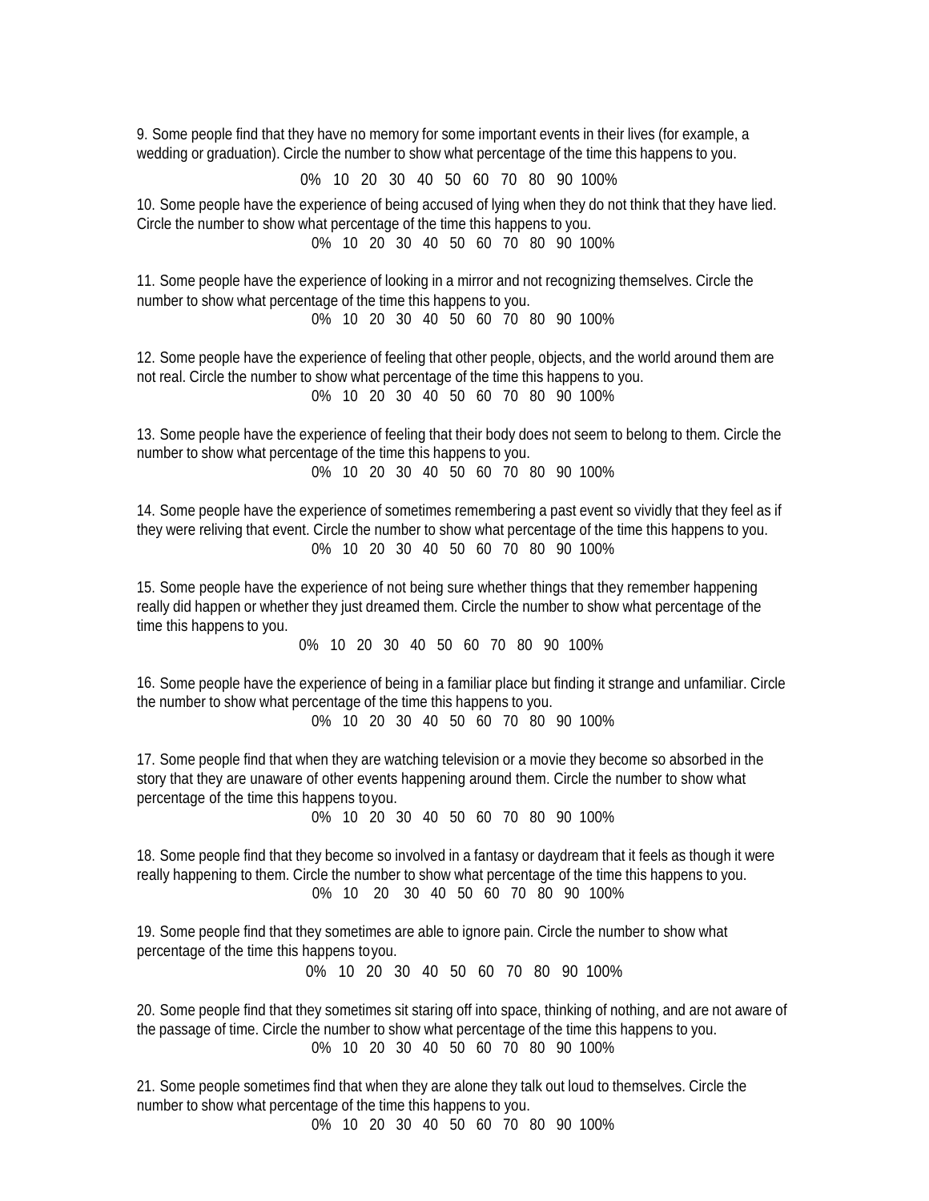9. Some people find that they have no memory for some important events in their lives (for example, a wedding or graduation). Circle the number to show what percentage of the time this happens to you.

0% 10 20 30 40 50 60 70 80 90 100%

10. Some people have the experience of being accused of lying when they do not think that they have lied. Circle the number to show what percentage of the time this happens to you.

0% 10 20 30 40 50 60 70 80 90 100%

11. Some people have the experience of looking in a mirror and not recognizing themselves. Circle the number to show what percentage of the time this happens to you.

0% 10 20 30 40 50 60 70 80 90 100%

12. Some people have the experience of feeling that other people, objects, and the world around them are not real. Circle the number to show what percentage of the time this happens to you.

0% 10 20 30 40 50 60 70 80 90 100%

13. Some people have the experience of feeling that their body does not seem to belong to them. Circle the number to show what percentage of the time this happens to you.

0% 10 20 30 40 50 60 70 80 90 100%

14. Some people have the experience of sometimes remembering a past event so vividly that they feel as if they were reliving that event. Circle the number to show what percentage of the time this happens to you.

0% 10 20 30 40 50 60 70 80 90 100%

15. Some people have the experience of not being sure whether things that they remember happening really did happen or whether they just dreamed them. Circle the number to show what percentage of the time this happens to you.

0% 10 20 30 40 50 60 70 80 90 100%

16. Some people have the experience of being in a familiar place but finding it strange and unfamiliar. Circle the number to show what percentage of the time this happens to you.

0% 10 20 30 40 50 60 70 80 90 100%

17. Some people find that when they are watching television or a movie they become so absorbed in the story that they are unaware of other events happening around them. Circle the number to show what percentage of the time this happens to you.

0% 10 20 30 40 50 60 70 80 90 100%

18. Some people find that they become so involved in a fantasy or daydream that it feels as though it were really happening to them. Circle the number to show what percentage of the time this happens to you.

0% 10 20 30 40 50 60 70 80 90 100%

19. Some people find that they sometimes are able to ignore pain. Circle the number to show what percentage of the time this happens to you.

0% 10 20 30 40 50 60 70 80 90 100%

20. Some people find that they sometimes sit staring off into space, thinking of nothing, and are not aware of the passage of time. Circle the number to show what percentage of the time this happens to you.

0% 10 20 30 40 50 60 70 80 90 100%

21. Some people sometimes find that when they are alone they talk out loud to themselves. Circle the number to show what percentage of the time this happens to you.

0% 10 20 30 40 50 60 70 80 90 100%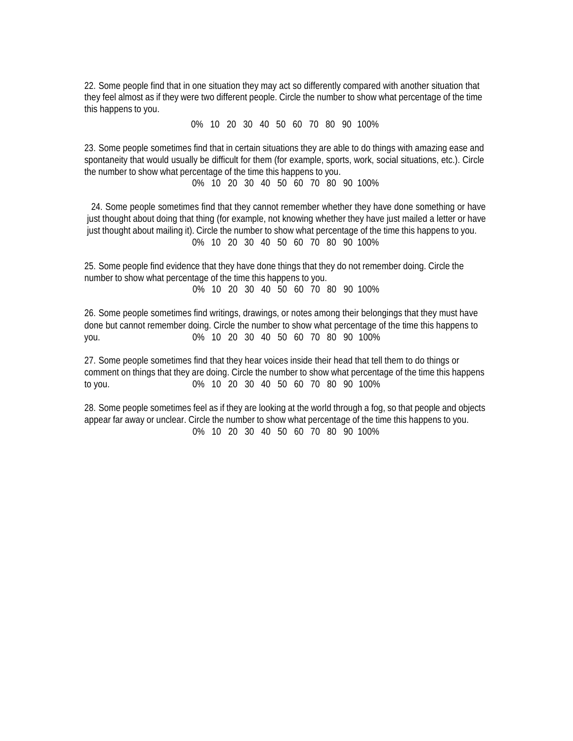22. Some people find that in one situation they may act so differently compared with another situation that they feel almost as if they were two different people. Circle the number to show what percentage of the time this happens to you.

0% 10 20 30 40 50 60 70 80 90 100%

23. Some people sometimes find that in certain situations they are able to do things with amazing ease and spontaneity that would usually be difficult for them (for example, sports, work, social situations, etc.). Circle the number to show what percentage of the time this happens to you.

0% 10 20 30 40 50 60 70 80 90 100%

24. Some people sometimes find that they cannot remember whether they have done something or have just thought about doing that thing (for example, not knowing whether they have just mailed a letter or have just thought about mailing it). Circle the number to show what percentage of the time this happens to you.

0% 10 20 30 40 50 60 70 80 90 100%

25. Some people find evidence that they have done things that they do not remember doing. Circle the number to show what percentage of the time this happens to you.

0% 10 20 30 40 50 60 70 80 90 100%

26. Some people sometimes find writings, drawings, or notes among their belongings that they must have done but cannot remember doing. Circle the number to show what percentage of the time this happens to you.

0% 10 20 30 40 50 60 70 80 90 100%

27. Some people sometimes find that they hear voices inside their head that tell them to do things or comment on things that they are doing. Circle the number to show what percentage of the time this happens to you.

0% 10 20 30 40 50 60 70 80 90 100%

28. Some people sometimes feel as if they are looking at the world through a fog, so that people and objects appear far away or unclear. Circle the number to show what percentage of the time this happens to you.

0% 10 20 30 40 50 60 70 80 90 100%